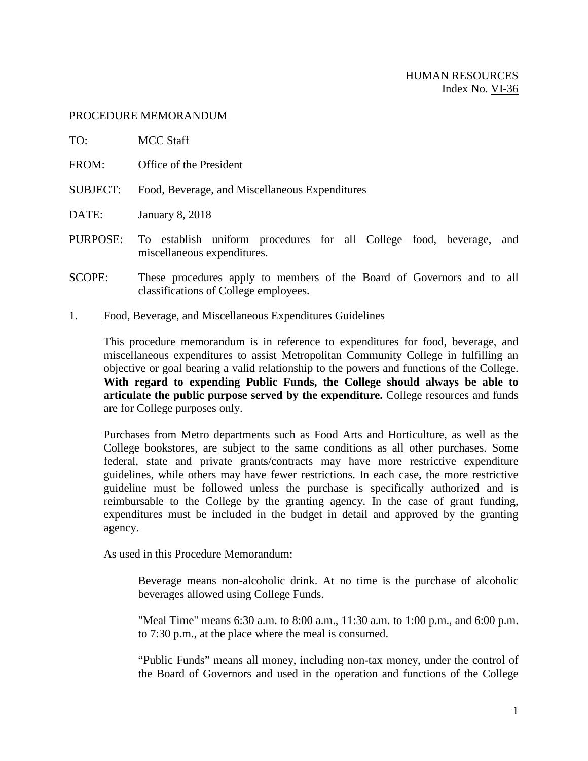HUMAN RESOURCES
Index No. VI-36

PROCEDURE MEMORANDUM

TO: MCC Staff

FROM: Office of the President

SUBJECT: Food, Beverage, and Miscellaneous Expenditures

DATE: January 8, 2018

PURPOSE: To establish uniform procedures for all College food, beverage, and miscellaneous expenditures.

SCOPE: These procedures apply to members of the Board of Governors and to all classifications of College employees.

1. Food, Beverage, and Miscellaneous Expenditures Guidelines

This procedure memorandum is in reference to expenditures for food, beverage, and miscellaneous expenditures to assist Metropolitan Community College in fulfilling an objective or goal bearing a valid relationship to the powers and functions of the College. **With regard to expending Public Funds, the College should always be able to articulate the public purpose served by the expenditure.** College resources and funds are for College purposes only.

Purchases from Metro departments such as Food Arts and Horticulture, as well as the College bookstores, are subject to the same conditions as all other purchases. Some federal, state and private grants/contracts may have more restrictive expenditure guidelines, while others may have fewer restrictions. In each case, the more restrictive guideline must be followed unless the purchase is specifically authorized and is reimbursable to the College by the granting agency. In the case of grant funding, expenditures must be included in the budget in detail and approved by the granting agency.

As used in this Procedure Memorandum:

Beverage means non-alcoholic drink. At no time is the purchase of alcoholic beverages allowed using College Funds.

"Meal Time" means 6:30 a.m. to 8:00 a.m., 11:30 a.m. to 1:00 p.m., and 6:00 p.m. to 7:30 p.m., at the place where the meal is consumed.

"Public Funds" means all money, including non-tax money, under the control of the Board of Governors and used in the operation and functions of the College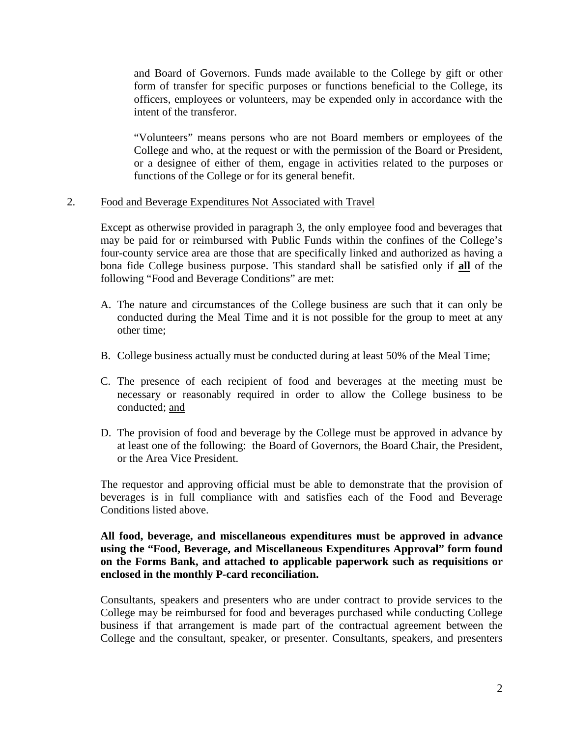and Board of Governors. Funds made available to the College by gift or other form of transfer for specific purposes or functions beneficial to the College, its officers, employees or volunteers, may be expended only in accordance with the intent of the transferor.

"Volunteers" means persons who are not Board members or employees of the College and who, at the request or with the permission of the Board or President, or a designee of either of them, engage in activities related to the purposes or functions of the College or for its general benefit.

2. Food and Beverage Expenditures Not Associated with Travel

Except as otherwise provided in paragraph 3, the only employee food and beverages that may be paid for or reimbursed with Public Funds within the confines of the College's four-county service area are those that are specifically linked and authorized as having a bona fide College business purpose. This standard shall be satisfied only if **all** of the following "Food and Beverage Conditions" are met:

A. The nature and circumstances of the College business are such that it can only be conducted during the Meal Time and it is not possible for the group to meet at any other time;

B. College business actually must be conducted during at least 50% of the Meal Time;

C. The presence of each recipient of food and beverages at the meeting must be necessary or reasonably required in order to allow the College business to be conducted; and

D. The provision of food and beverage by the College must be approved in advance by at least one of the following: the Board of Governors, the Board Chair, the President, or the Area Vice President.

The requestor and approving official must be able to demonstrate that the provision of beverages is in full compliance with and satisfies each of the Food and Beverage Conditions listed above.

**All food, beverage, and miscellaneous expenditures must be approved in advance using the "Food, Beverage, and Miscellaneous Expenditures Approval" form found on the Forms Bank, and attached to applicable paperwork such as requisitions or enclosed in the monthly P-card reconciliation.**

Consultants, speakers and presenters who are under contract to provide services to the College may be reimbursed for food and beverages purchased while conducting College business if that arrangement is made part of the contractual agreement between the College and the consultant, speaker, or presenter. Consultants, speakers, and presenters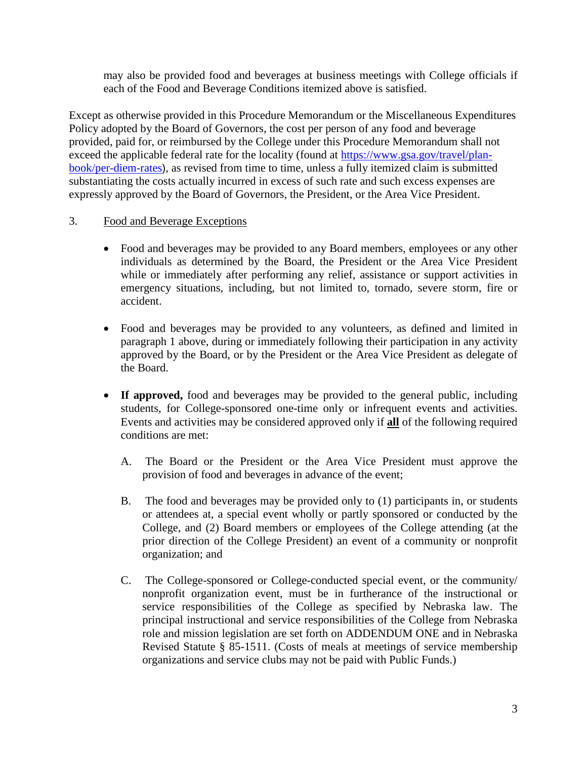may also be provided food and beverages at business meetings with College officials if each of the Food and Beverage Conditions itemized above is satisfied.

Except as otherwise provided in this Procedure Memorandum or the Miscellaneous Expenditures Policy adopted by the Board of Governors, the cost per person of any food and beverage provided, paid for, or reimbursed by the College under this Procedure Memorandum shall not exceed the applicable federal rate for the locality (found at [https://www.gsa.gov/travel/plan-book/per-diem-rates](https://www.gsa.gov/travel/plan-book/per-diem-rates)), as revised from time to time, unless a fully itemized claim is submitted substantiating the costs actually incurred in excess of such rate and such excess expenses are expressly approved by the Board of Governors, the President, or the Area Vice President.

3. Food and Beverage Exceptions

- Food and beverages may be provided to any Board members, employees or any other individuals as determined by the Board, the President or the Area Vice President while or immediately after performing any relief, assistance or support activities in emergency situations, including, but not limited to, tornado, severe storm, fire or accident.

- Food and beverages may be provided to any volunteers, as defined and limited in paragraph 1 above, during or immediately following their participation in any activity approved by the Board, or by the President or the Area Vice President as delegate of the Board.

- **If approved,** food and beverages may be provided to the general public, including students, for College-sponsored one-time only or infrequent events and activities. Events and activities may be considered approved only if **all** of the following required conditions are met:

  A. The Board or the President or the Area Vice President must approve the provision of food and beverages in advance of the event;

  B. The food and beverages may be provided only to (1) participants in, or students or attendees at, a special event wholly or partly sponsored or conducted by the College, and (2) Board members or employees of the College attending (at the prior direction of the College President) an event of a community or nonprofit organization; and

  C. The College-sponsored or College-conducted special event, or the community/ nonprofit organization event, must be in furtherance of the instructional or service responsibilities of the College as specified by Nebraska law. The principal instructional and service responsibilities of the College from Nebraska role and mission legislation are set forth on ADDENDUM ONE and in Nebraska Revised Statute § 85-1511. (Costs of meals at meetings of service membership organizations and service clubs may not be paid with Public Funds.)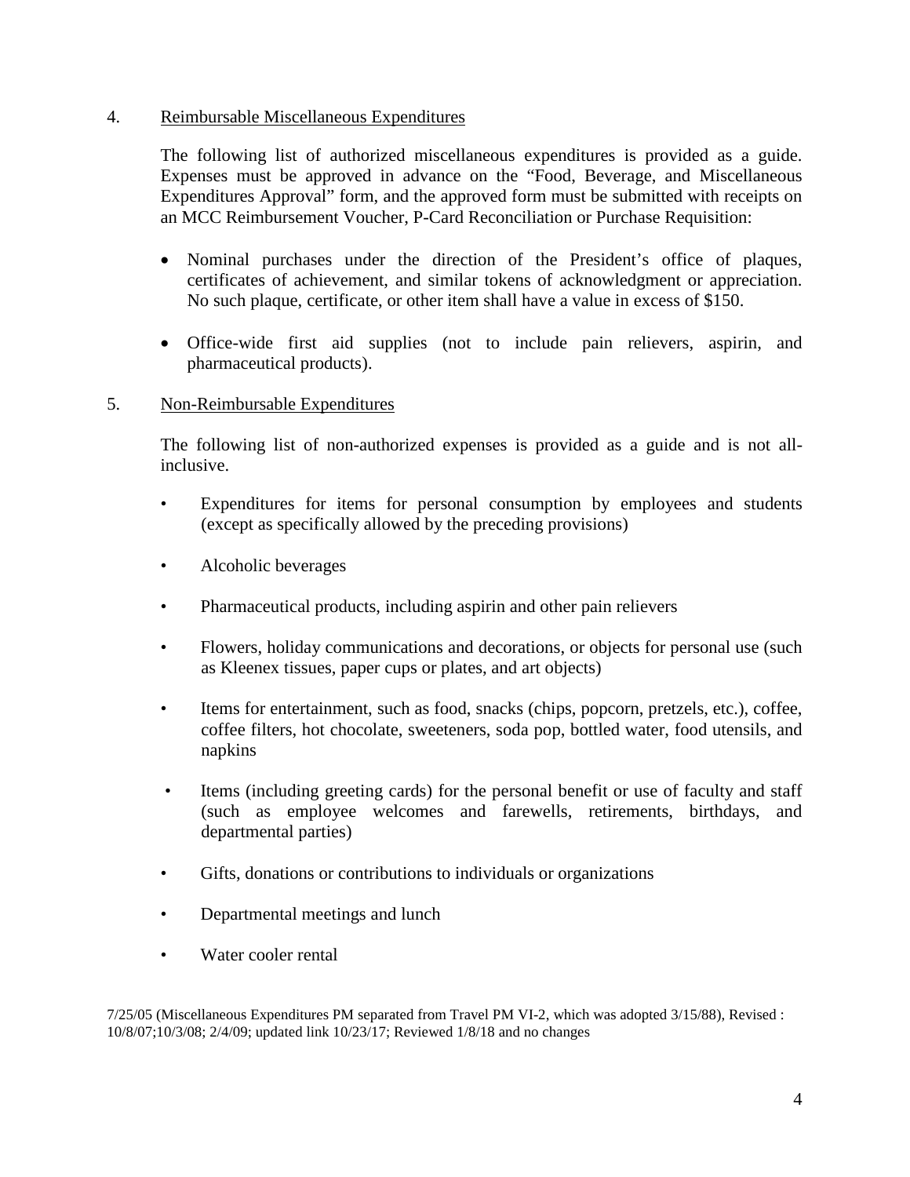4. Reimbursable Miscellaneous Expenditures

The following list of authorized miscellaneous expenditures is provided as a guide. Expenses must be approved in advance on the "Food, Beverage, and Miscellaneous Expenditures Approval" form, and the approved form must be submitted with receipts on an MCC Reimbursement Voucher, P-Card Reconciliation or Purchase Requisition:

- Nominal purchases under the direction of the President's office of plaques, certificates of achievement, and similar tokens of acknowledgment or appreciation. No such plaque, certificate, or other item shall have a value in excess of $150.
- Office-wide first aid supplies (not to include pain relievers, aspirin, and pharmaceutical products).

5. Non-Reimbursable Expenditures

The following list of non-authorized expenses is provided as a guide and is not all-inclusive.

- Expenditures for items for personal consumption by employees and students (except as specifically allowed by the preceding provisions)
- Alcoholic beverages
- Pharmaceutical products, including aspirin and other pain relievers
- Flowers, holiday communications and decorations, or objects for personal use (such as Kleenex tissues, paper cups or plates, and art objects)
- Items for entertainment, such as food, snacks (chips, popcorn, pretzels, etc.), coffee, coffee filters, hot chocolate, sweeteners, soda pop, bottled water, food utensils, and napkins
- Items (including greeting cards) for the personal benefit or use of faculty and staff (such as employee welcomes and farewells, retirements, birthdays, and departmental parties)
- Gifts, donations or contributions to individuals or organizations
- Departmental meetings and lunch
- Water cooler rental

7/25/05 (Miscellaneous Expenditures PM separated from Travel PM VI-2, which was adopted 3/15/88), Revised : 10/8/07;10/3/08; 2/4/09; updated link 10/23/17; Reviewed 1/8/18 and no changes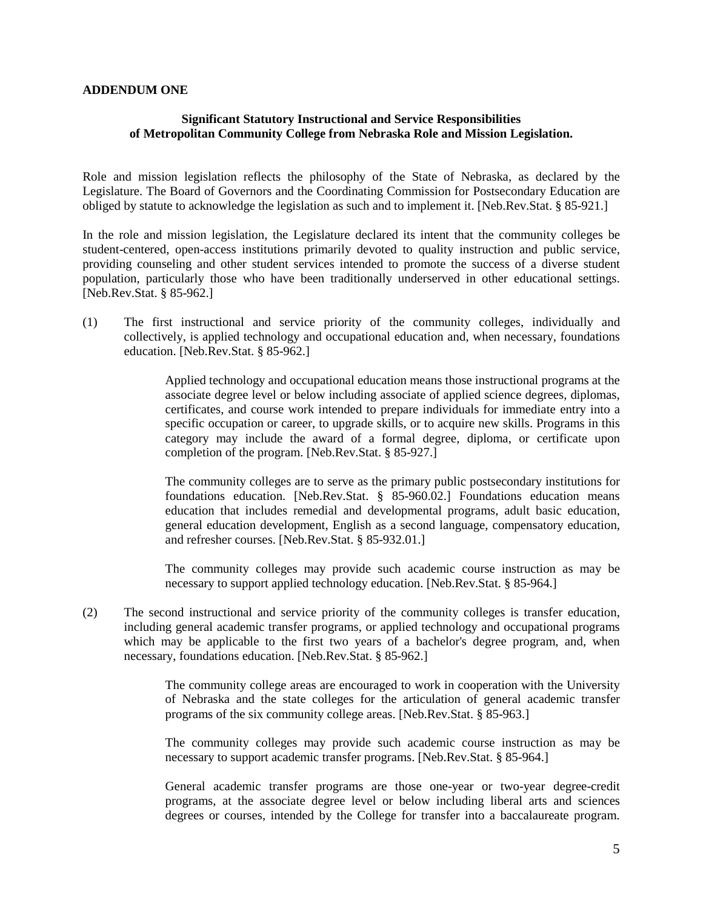**ADDENDUM ONE**

**Significant Statutory Instructional and Service Responsibilities of Metropolitan Community College from Nebraska Role and Mission Legislation.**

Role and mission legislation reflects the philosophy of the State of Nebraska, as declared by the Legislature. The Board of Governors and the Coordinating Commission for Postsecondary Education are obliged by statute to acknowledge the legislation as such and to implement it. [Neb.Rev.Stat. § 85-921.]

In the role and mission legislation, the Legislature declared its intent that the community colleges be student-centered, open-access institutions primarily devoted to quality instruction and public service, providing counseling and other student services intended to promote the success of a diverse student population, particularly those who have been traditionally underserved in other educational settings. [Neb.Rev.Stat. § 85-962.]

(1) The first instructional and service priority of the community colleges, individually and collectively, is applied technology and occupational education and, when necessary, foundations education. [Neb.Rev.Stat. § 85-962.]

> Applied technology and occupational education means those instructional programs at the associate degree level or below including associate of applied science degrees, diplomas, certificates, and course work intended to prepare individuals for immediate entry into a specific occupation or career, to upgrade skills, or to acquire new skills. Programs in this category may include the award of a formal degree, diploma, or certificate upon completion of the program. [Neb.Rev.Stat. § 85-927.]
>
> The community colleges are to serve as the primary public postsecondary institutions for foundations education. [Neb.Rev.Stat. § 85-960.02.] Foundations education means education that includes remedial and developmental programs, adult basic education, general education development, English as a second language, compensatory education, and refresher courses. [Neb.Rev.Stat. § 85-932.01.]
>
> The community colleges may provide such academic course instruction as may be necessary to support applied technology education. [Neb.Rev.Stat. § 85-964.]

(2) The second instructional and service priority of the community colleges is transfer education, including general academic transfer programs, or applied technology and occupational programs which may be applicable to the first two years of a bachelor's degree program, and, when necessary, foundations education. [Neb.Rev.Stat. § 85-962.]

> The community college areas are encouraged to work in cooperation with the University of Nebraska and the state colleges for the articulation of general academic transfer programs of the six community college areas. [Neb.Rev.Stat. § 85-963.]
>
> The community colleges may provide such academic course instruction as may be necessary to support academic transfer programs. [Neb.Rev.Stat. § 85-964.]
>
> General academic transfer programs are those one-year or two-year degree-credit programs, at the associate degree level or below including liberal arts and sciences degrees or courses, intended by the College for transfer into a baccalaureate program.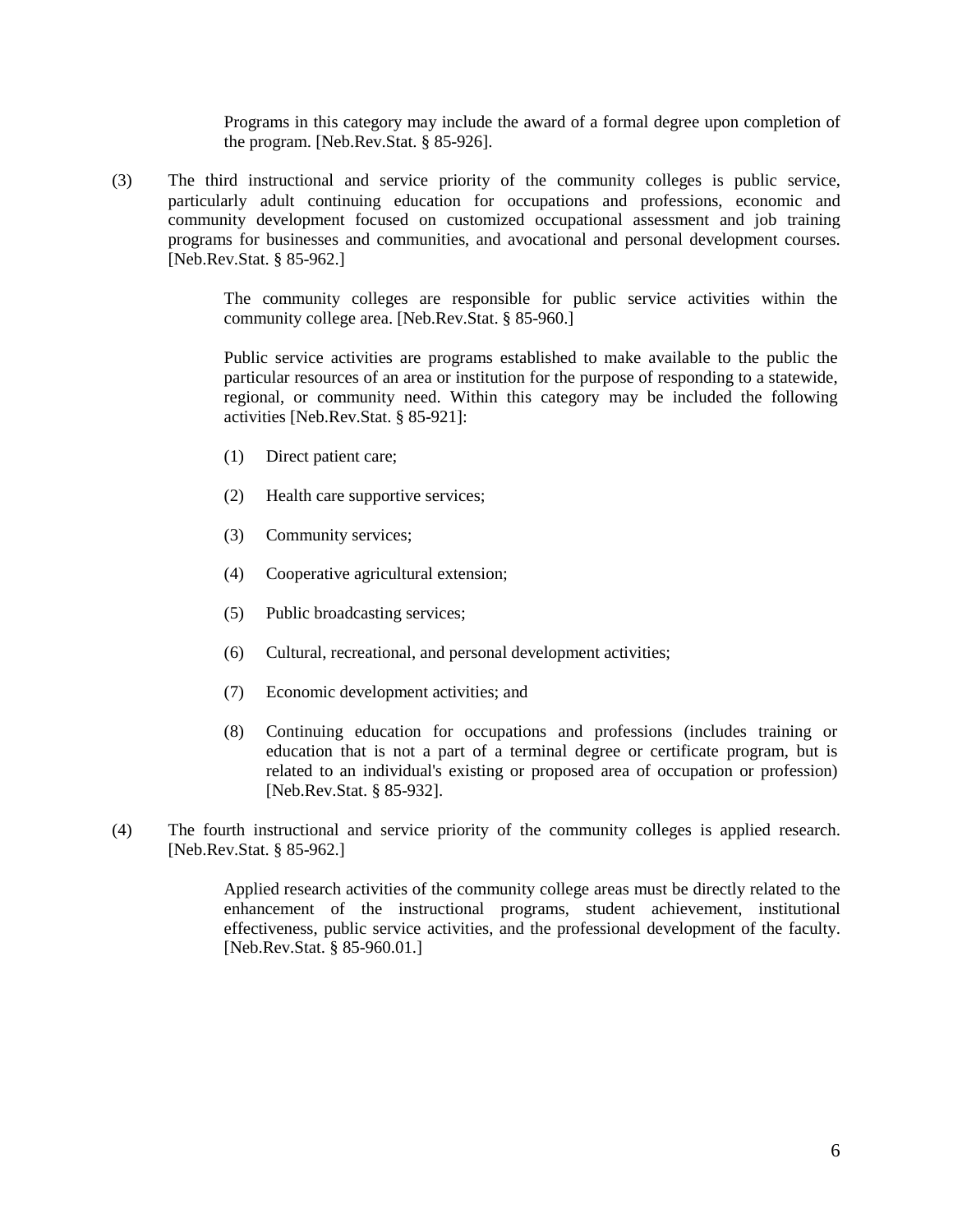Programs in this category may include the award of a formal degree upon completion of the program. [Neb.Rev.Stat. § 85-926].

(3) The third instructional and service priority of the community colleges is public service, particularly adult continuing education for occupations and professions, economic and community development focused on customized occupational assessment and job training programs for businesses and communities, and avocational and personal development courses. [Neb.Rev.Stat. § 85-962.]

The community colleges are responsible for public service activities within the community college area. [Neb.Rev.Stat. § 85-960.]

Public service activities are programs established to make available to the public the particular resources of an area or institution for the purpose of responding to a statewide, regional, or community need. Within this category may be included the following activities [Neb.Rev.Stat. § 85-921]:

(1) Direct patient care;

(2) Health care supportive services;

(3) Community services;

(4) Cooperative agricultural extension;

(5) Public broadcasting services;

(6) Cultural, recreational, and personal development activities;

(7) Economic development activities; and

(8) Continuing education for occupations and professions (includes training or education that is not a part of a terminal degree or certificate program, but is related to an individual's existing or proposed area of occupation or profession) [Neb.Rev.Stat. § 85-932].

(4) The fourth instructional and service priority of the community colleges is applied research. [Neb.Rev.Stat. § 85-962.]

Applied research activities of the community college areas must be directly related to the enhancement of the instructional programs, student achievement, institutional effectiveness, public service activities, and the professional development of the faculty. [Neb.Rev.Stat. § 85-960.01.]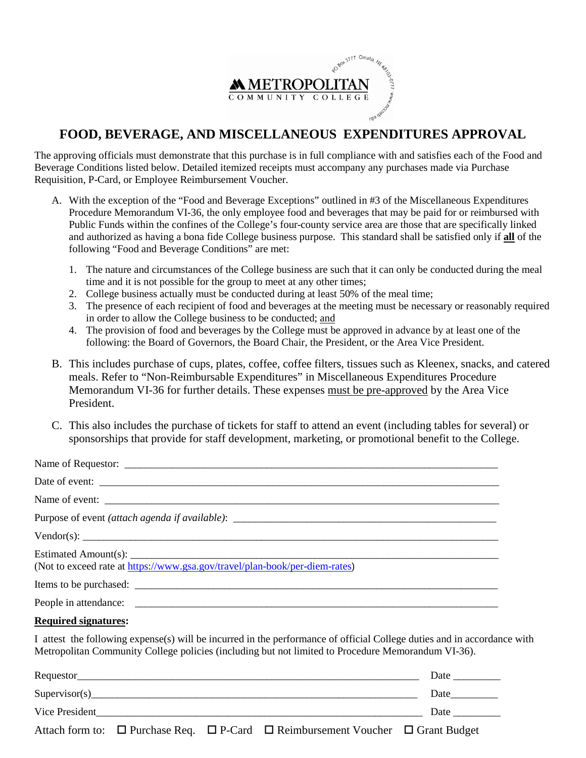# FOOD, BEVERAGE, AND MISCELLANEOUS EXPENDITURES APPROVAL

The approving officials must demonstrate that this purchase is in full compliance with and satisfies each of the Food and Beverage Conditions listed below. Detailed itemized receipts must accompany any purchases made via Purchase Requisition, P-Card, or Employee Reimbursement Voucher.

A. With the exception of the "Food and Beverage Exceptions" outlined in #3 of the Miscellaneous Expenditures Procedure Memorandum VI-36, the only employee food and beverages that may be paid for or reimbursed with Public Funds within the confines of the College's four-county service area are those that are specifically linked and authorized as having a bona fide College business purpose. This standard shall be satisfied only if **all** of the following "Food and Beverage Conditions" are met:

   1. The nature and circumstances of the College business are such that it can only be conducted during the meal time and it is not possible for the group to meet at any other times;
   2. College business actually must be conducted during at least 50% of the meal time;
   3. The presence of each recipient of food and beverages at the meeting must be necessary or reasonably required in order to allow the College business to be conducted; and
   4. The provision of food and beverages by the College must be approved in advance by at least one of the following: the Board of Governors, the Board Chair, the President, or the Area Vice President.

B. This includes purchase of cups, plates, coffee, coffee filters, tissues such as Kleenex, snacks, and catered meals. Refer to "Non-Reimbursable Expenditures" in Miscellaneous Expenditures Procedure Memorandum VI-36 for further details. These expenses must be pre-approved by the Area Vice President.

C. This also includes the purchase of tickets for staff to attend an event (including tables for several) or sponsorships that provide for staff development, marketing, or promotional benefit to the College.

Name of Requestor: ______________________________

Date of event: ______________________________

Name of event: ______________________________

Purpose of event *(attach agenda if available)*: ______________________________

Vendor(s): ______________________________

Estimated Amount(s): ______________________________
(Not to exceed rate at https://www.gsa.gov/travel/plan-book/per-diem-rates)

Items to be purchased: ______________________________

People in attendance: ______________________________

**Required signatures:**

I attest the following expense(s) will be incurred in the performance of official College duties and in accordance with Metropolitan Community College policies (including but not limited to Procedure Memorandum VI-36).

Requestor______________________________ Date _________

Supervisor(s)______________________________ Date_________

Vice President______________________________ Date _________

Attach form to: ☐ Purchase Req. ☐ P-Card ☐ Reimbursement Voucher ☐ Grant Budget